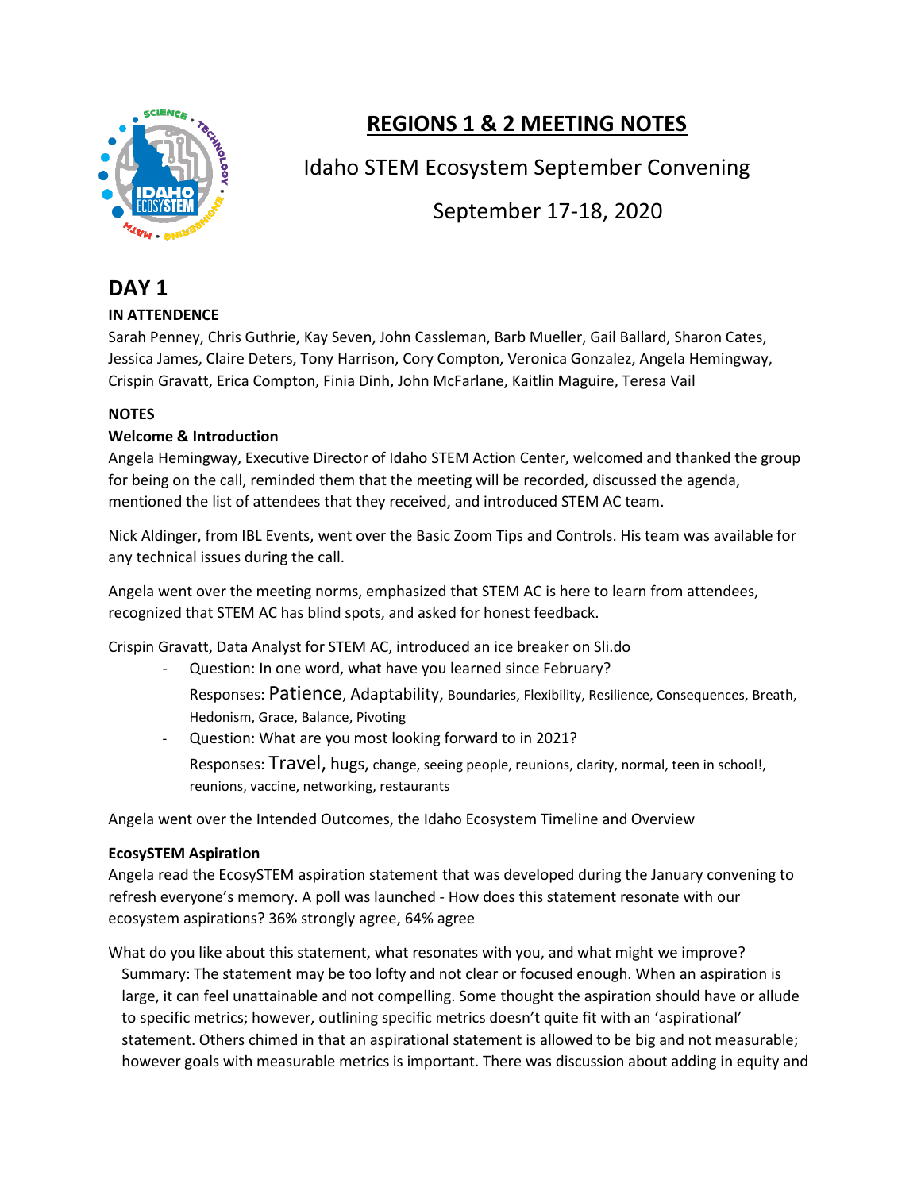# REGIONS 1 & 2 MEETING NOTES

Idaho STEM Ecosystem September Convening

September 17-18, 2020

## DAY 1

**IN ATTENDENCE**

Sarah Penney, Chris Guthrie, Kay Seven, John Cassleman, Barb Mueller, Gail Ballard, Sharon Cates, Jessica James, Claire Deters, Tony Harrison, Cory Compton, Veronica Gonzalez, Angela Hemingway, Crispin Gravatt, Erica Compton, Finia Dinh, John McFarlane, Kaitlin Maguire, Teresa Vail

**NOTES**

**Welcome & Introduction**

Angela Hemingway, Executive Director of Idaho STEM Action Center, welcomed and thanked the group for being on the call, reminded them that the meeting will be recorded, discussed the agenda, mentioned the list of attendees that they received, and introduced STEM AC team.

Nick Aldinger, from IBL Events, went over the Basic Zoom Tips and Controls. His team was available for any technical issues during the call.

Angela went over the meeting norms, emphasized that STEM AC is here to learn from attendees, recognized that STEM AC has blind spots, and asked for honest feedback.

Crispin Gravatt, Data Analyst for STEM AC, introduced an ice breaker on Sli.do

- Question: In one word, what have you learned since February?

  Responses: Patience, Adaptability, Boundaries, Flexibility, Resilience, Consequences, Breath, Hedonism, Grace, Balance, Pivoting
- Question: What are you most looking forward to in 2021?

  Responses: Travel, hugs, change, seeing people, reunions, clarity, normal, teen in school!, reunions, vaccine, networking, restaurants

Angela went over the Intended Outcomes, the Idaho Ecosystem Timeline and Overview

**EcosySTEM Aspiration**

Angela read the EcosySTEM aspiration statement that was developed during the January convening to refresh everyone's memory. A poll was launched - How does this statement resonate with our ecosystem aspirations? 36% strongly agree, 64% agree

What do you like about this statement, what resonates with you, and what might we improve?

Summary: The statement may be too lofty and not clear or focused enough. When an aspiration is large, it can feel unattainable and not compelling. Some thought the aspiration should have or allude to specific metrics; however, outlining specific metrics doesn't quite fit with an 'aspirational' statement. Others chimed in that an aspirational statement is allowed to be big and not measurable; however goals with measurable metrics is important. There was discussion about adding in equity and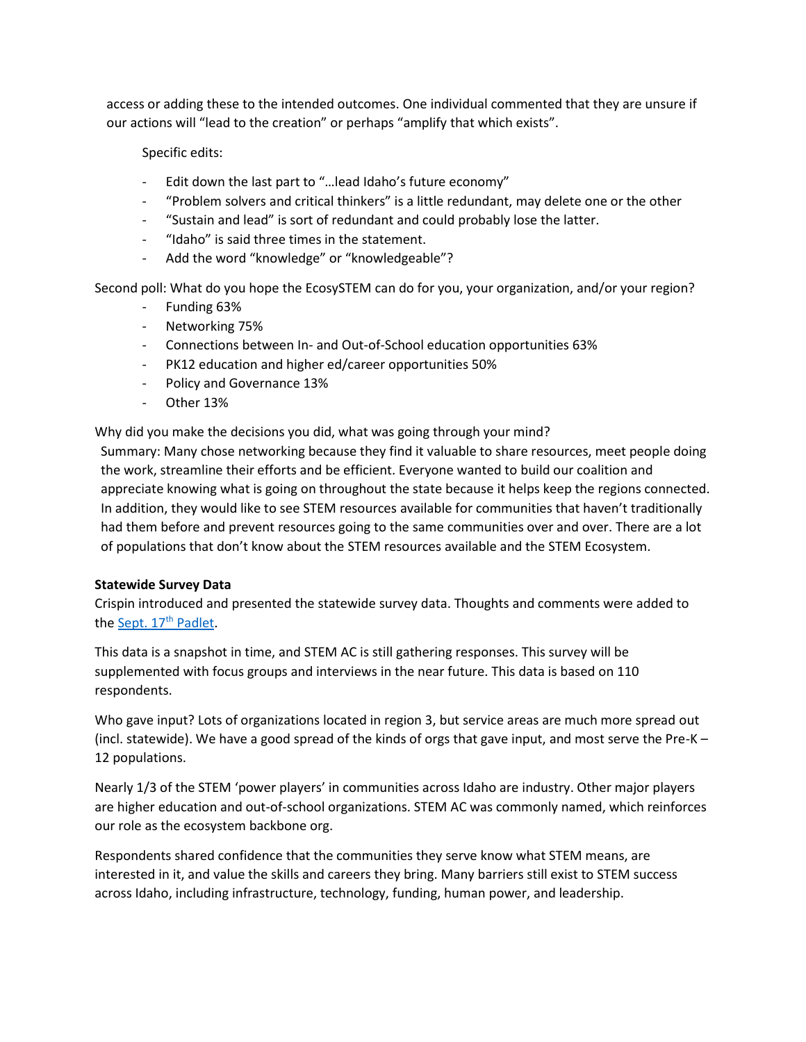access or adding these to the intended outcomes. One individual commented that they are unsure if our actions will "lead to the creation" or perhaps "amplify that which exists".

Specific edits:

- Edit down the last part to "…lead Idaho's future economy"
- "Problem solvers and critical thinkers" is a little redundant, may delete one or the other
- "Sustain and lead" is sort of redundant and could probably lose the latter.
- "Idaho" is said three times in the statement.
- Add the word "knowledge" or "knowledgeable"?

Second poll: What do you hope the EcosySTEM can do for you, your organization, and/or your region?

- Funding 63%
- Networking 75%
- Connections between In- and Out-of-School education opportunities 63%
- PK12 education and higher ed/career opportunities 50%
- Policy and Governance 13%
- Other 13%

Why did you make the decisions you did, what was going through your mind?

Summary: Many chose networking because they find it valuable to share resources, meet people doing the work, streamline their efforts and be efficient. Everyone wanted to build our coalition and appreciate knowing what is going on throughout the state because it helps keep the regions connected. In addition, they would like to see STEM resources available for communities that haven't traditionally had them before and prevent resources going to the same communities over and over. There are a lot of populations that don't know about the STEM resources available and the STEM Ecosystem.

**Statewide Survey Data**

Crispin introduced and presented the statewide survey data. Thoughts and comments were added to the Sept. 17th Padlet.

This data is a snapshot in time, and STEM AC is still gathering responses. This survey will be supplemented with focus groups and interviews in the near future. This data is based on 110 respondents.

Who gave input? Lots of organizations located in region 3, but service areas are much more spread out (incl. statewide). We have a good spread of the kinds of orgs that gave input, and most serve the Pre-K – 12 populations.

Nearly 1/3 of the STEM 'power players' in communities across Idaho are industry. Other major players are higher education and out-of-school organizations. STEM AC was commonly named, which reinforces our role as the ecosystem backbone org.

Respondents shared confidence that the communities they serve know what STEM means, are interested in it, and value the skills and careers they bring. Many barriers still exist to STEM success across Idaho, including infrastructure, technology, funding, human power, and leadership.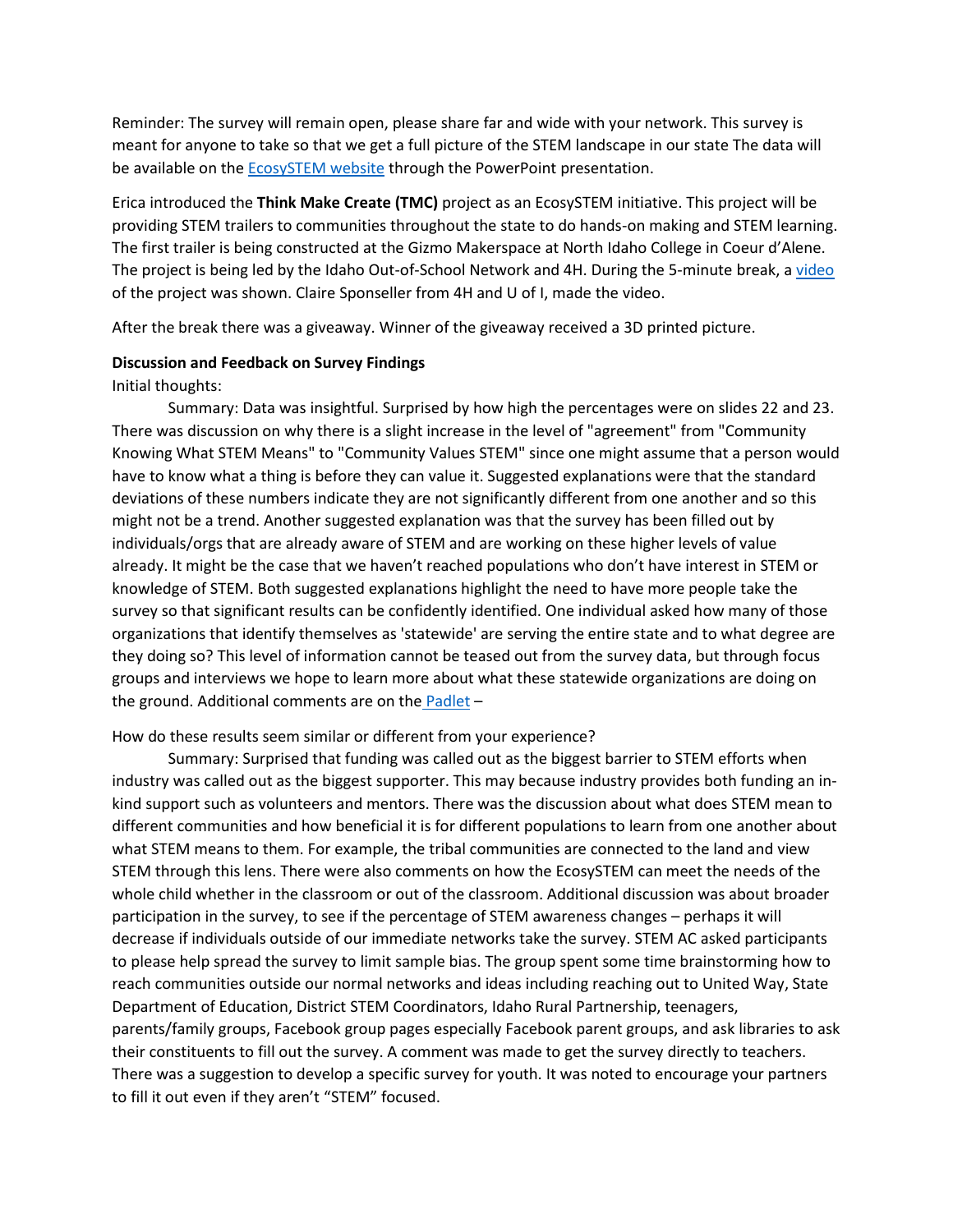Reminder: The survey will remain open, please share far and wide with your network. This survey is meant for anyone to take so that we get a full picture of the STEM landscape in our state The data will be available on the EcosySTEM website through the PowerPoint presentation.

Erica introduced the **Think Make Create (TMC)** project as an EcosySTEM initiative. This project will be providing STEM trailers to communities throughout the state to do hands-on making and STEM learning. The first trailer is being constructed at the Gizmo Makerspace at North Idaho College in Coeur d'Alene. The project is being led by the Idaho Out-of-School Network and 4H. During the 5-minute break, a video of the project was shown. Claire Sponseller from 4H and U of I, made the video.

After the break there was a giveaway. Winner of the giveaway received a 3D printed picture.

**Discussion and Feedback on Survey Findings**

Initial thoughts:

Summary: Data was insightful. Surprised by how high the percentages were on slides 22 and 23. There was discussion on why there is a slight increase in the level of "agreement" from "Community Knowing What STEM Means" to "Community Values STEM" since one might assume that a person would have to know what a thing is before they can value it. Suggested explanations were that the standard deviations of these numbers indicate they are not significantly different from one another and so this might not be a trend. Another suggested explanation was that the survey has been filled out by individuals/orgs that are already aware of STEM and are working on these higher levels of value already. It might be the case that we haven't reached populations who don't have interest in STEM or knowledge of STEM. Both suggested explanations highlight the need to have more people take the survey so that significant results can be confidently identified. One individual asked how many of those organizations that identify themselves as 'statewide' are serving the entire state and to what degree are they doing so? This level of information cannot be teased out from the survey data, but through focus groups and interviews we hope to learn more about what these statewide organizations are doing on the ground. Additional comments are on the Padlet –

How do these results seem similar or different from your experience?

Summary: Surprised that funding was called out as the biggest barrier to STEM efforts when industry was called out as the biggest supporter. This may because industry provides both funding an in-kind support such as volunteers and mentors. There was the discussion about what does STEM mean to different communities and how beneficial it is for different populations to learn from one another about what STEM means to them. For example, the tribal communities are connected to the land and view STEM through this lens. There were also comments on how the EcosySTEM can meet the needs of the whole child whether in the classroom or out of the classroom. Additional discussion was about broader participation in the survey, to see if the percentage of STEM awareness changes – perhaps it will decrease if individuals outside of our immediate networks take the survey. STEM AC asked participants to please help spread the survey to limit sample bias. The group spent some time brainstorming how to reach communities outside our normal networks and ideas including reaching out to United Way, State Department of Education, District STEM Coordinators, Idaho Rural Partnership, teenagers, parents/family groups, Facebook group pages especially Facebook parent groups, and ask libraries to ask their constituents to fill out the survey. A comment was made to get the survey directly to teachers. There was a suggestion to develop a specific survey for youth. It was noted to encourage your partners to fill it out even if they aren't "STEM" focused.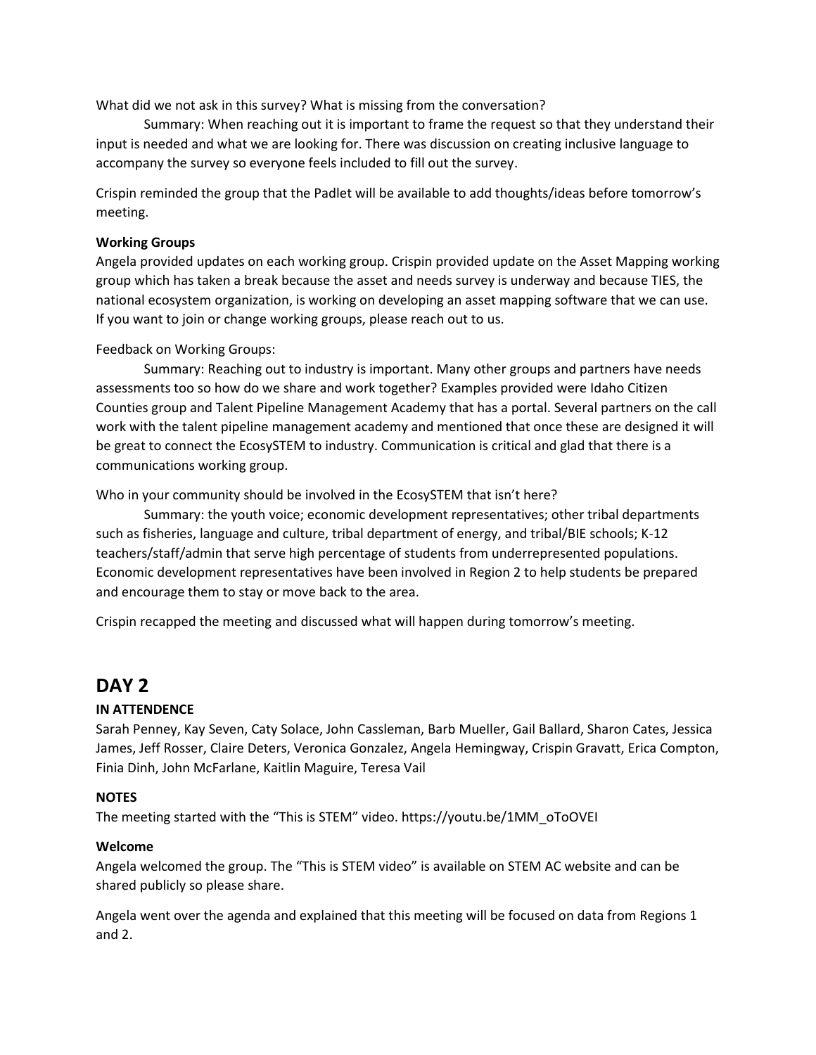What did we not ask in this survey? What is missing from the conversation?

Summary: When reaching out it is important to frame the request so that they understand their input is needed and what we are looking for. There was discussion on creating inclusive language to accompany the survey so everyone feels included to fill out the survey.

Crispin reminded the group that the Padlet will be available to add thoughts/ideas before tomorrow's meeting.

**Working Groups**

Angela provided updates on each working group. Crispin provided update on the Asset Mapping working group which has taken a break because the asset and needs survey is underway and because TIES, the national ecosystem organization, is working on developing an asset mapping software that we can use. If you want to join or change working groups, please reach out to us.

Feedback on Working Groups:

Summary: Reaching out to industry is important. Many other groups and partners have needs assessments too so how do we share and work together? Examples provided were Idaho Citizen Counties group and Talent Pipeline Management Academy that has a portal. Several partners on the call work with the talent pipeline management academy and mentioned that once these are designed it will be great to connect the EcosySTEM to industry. Communication is critical and glad that there is a communications working group.

Who in your community should be involved in the EcosySTEM that isn't here?

Summary: the youth voice; economic development representatives; other tribal departments such as fisheries, language and culture, tribal department of energy, and tribal/BIE schools; K-12 teachers/staff/admin that serve high percentage of students from underrepresented populations. Economic development representatives have been involved in Region 2 to help students be prepared and encourage them to stay or move back to the area.

Crispin recapped the meeting and discussed what will happen during tomorrow's meeting.

# DAY 2

**IN ATTENDENCE**

Sarah Penney, Kay Seven, Caty Solace, John Cassleman, Barb Mueller, Gail Ballard, Sharon Cates, Jessica James, Jeff Rosser, Claire Deters, Veronica Gonzalez, Angela Hemingway, Crispin Gravatt, Erica Compton, Finia Dinh, John McFarlane, Kaitlin Maguire, Teresa Vail

**NOTES**

The meeting started with the "This is STEM" video. https://youtu.be/1MM_oToOVEI

**Welcome**

Angela welcomed the group. The "This is STEM video" is available on STEM AC website and can be shared publicly so please share.

Angela went over the agenda and explained that this meeting will be focused on data from Regions 1 and 2.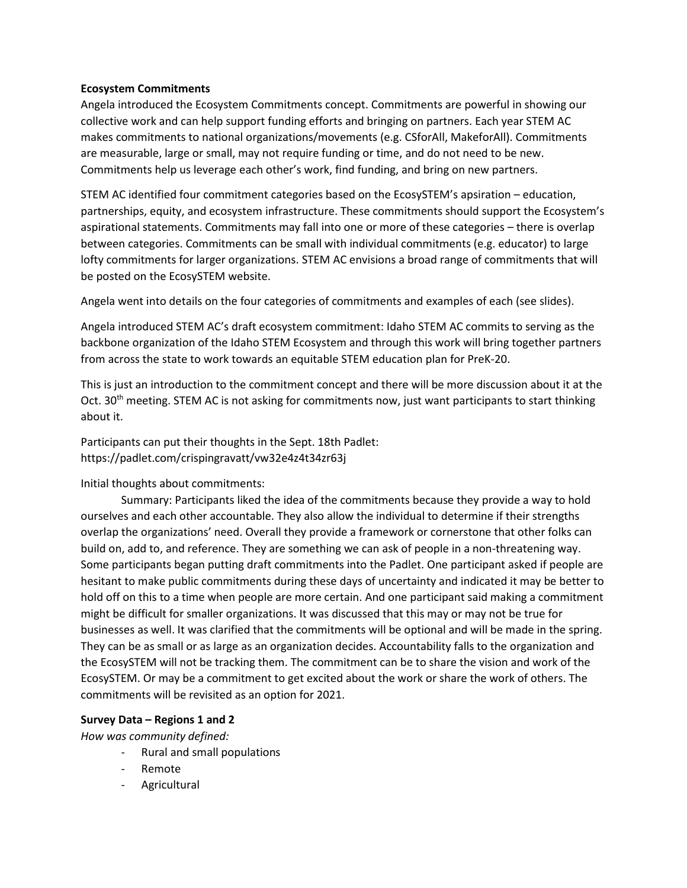**Ecosystem Commitments**

Angela introduced the Ecosystem Commitments concept. Commitments are powerful in showing our collective work and can help support funding efforts and bringing on partners. Each year STEM AC makes commitments to national organizations/movements (e.g. CSforAll, MakeforAll). Commitments are measurable, large or small, may not require funding or time, and do not need to be new. Commitments help us leverage each other's work, find funding, and bring on new partners.

STEM AC identified four commitment categories based on the EcosySTEM's apsiration – education, partnerships, equity, and ecosystem infrastructure. These commitments should support the Ecosystem's aspirational statements. Commitments may fall into one or more of these categories – there is overlap between categories. Commitments can be small with individual commitments (e.g. educator) to large lofty commitments for larger organizations. STEM AC envisions a broad range of commitments that will be posted on the EcosySTEM website.

Angela went into details on the four categories of commitments and examples of each (see slides).

Angela introduced STEM AC's draft ecosystem commitment: Idaho STEM AC commits to serving as the backbone organization of the Idaho STEM Ecosystem and through this work will bring together partners from across the state to work towards an equitable STEM education plan for PreK-20.

This is just an introduction to the commitment concept and there will be more discussion about it at the Oct. 30th meeting. STEM AC is not asking for commitments now, just want participants to start thinking about it.

Participants can put their thoughts in the Sept. 18th Padlet: https://padlet.com/crispingravatt/vw32e4z4t34zr63j

Initial thoughts about commitments:

Summary: Participants liked the idea of the commitments because they provide a way to hold ourselves and each other accountable. They also allow the individual to determine if their strengths overlap the organizations' need. Overall they provide a framework or cornerstone that other folks can build on, add to, and reference. They are something we can ask of people in a non-threatening way. Some participants began putting draft commitments into the Padlet. One participant asked if people are hesitant to make public commitments during these days of uncertainty and indicated it may be better to hold off on this to a time when people are more certain. And one participant said making a commitment might be difficult for smaller organizations. It was discussed that this may or may not be true for businesses as well. It was clarified that the commitments will be optional and will be made in the spring. They can be as small or as large as an organization decides. Accountability falls to the organization and the EcosySTEM will not be tracking them. The commitment can be to share the vision and work of the EcosySTEM. Or may be a commitment to get excited about the work or share the work of others. The commitments will be revisited as an option for 2021.

**Survey Data – Regions 1 and 2**

*How was community defined:*

- Rural and small populations
- Remote
- Agricultural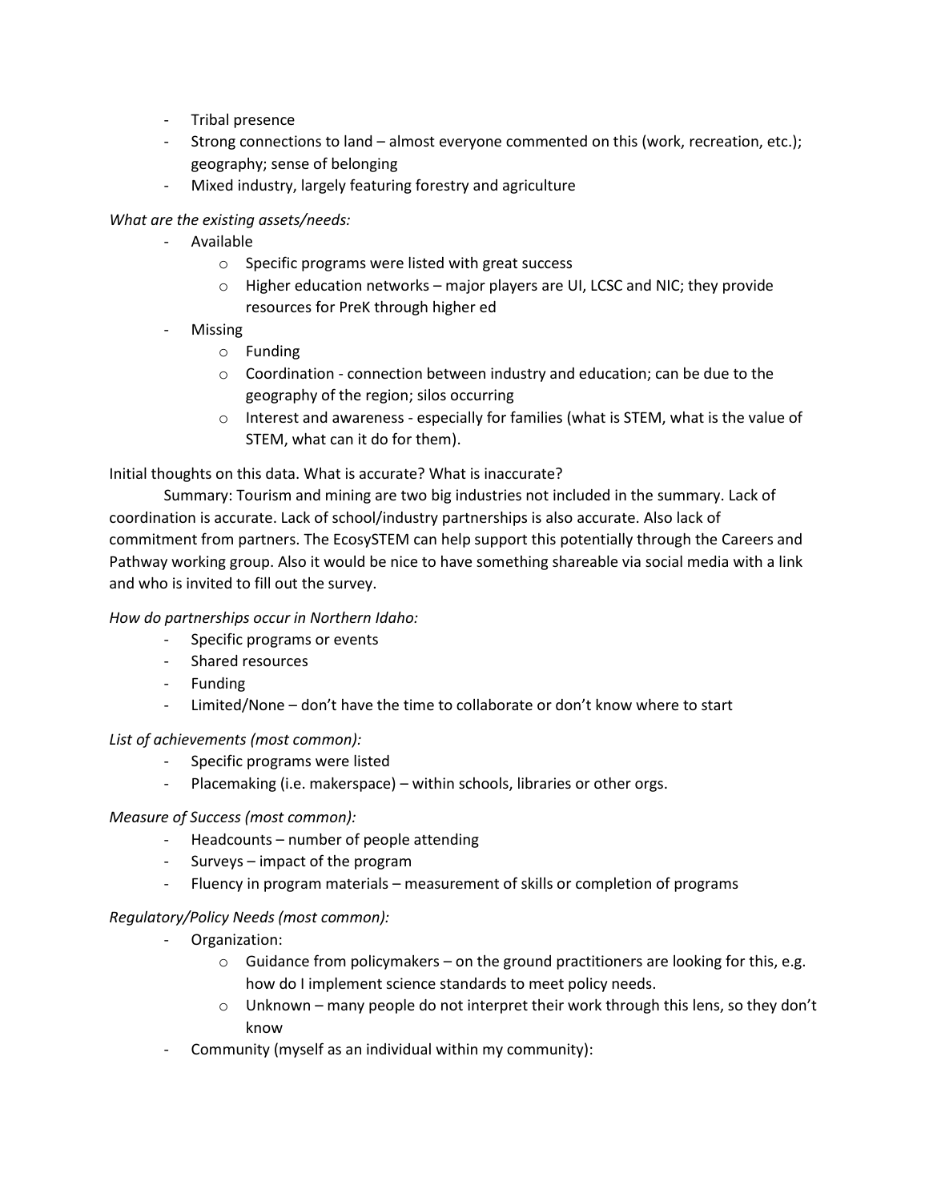- Tribal presence
- Strong connections to land – almost everyone commented on this (work, recreation, etc.); geography; sense of belonging
- Mixed industry, largely featuring forestry and agriculture

*What are the existing assets/needs:*

- Available
  - Specific programs were listed with great success
  - Higher education networks – major players are UI, LCSC and NIC; they provide resources for PreK through higher ed
- Missing
  - Funding
  - Coordination - connection between industry and education; can be due to the geography of the region; silos occurring
  - Interest and awareness - especially for families (what is STEM, what is the value of STEM, what can it do for them).

Initial thoughts on this data. What is accurate? What is inaccurate?

Summary: Tourism and mining are two big industries not included in the summary. Lack of coordination is accurate. Lack of school/industry partnerships is also accurate. Also lack of commitment from partners. The EcosySTEM can help support this potentially through the Careers and Pathway working group. Also it would be nice to have something shareable via social media with a link and who is invited to fill out the survey.

*How do partnerships occur in Northern Idaho:*

- Specific programs or events
- Shared resources
- Funding
- Limited/None – don't have the time to collaborate or don't know where to start

*List of achievements (most common):*

- Specific programs were listed
- Placemaking (i.e. makerspace) – within schools, libraries or other orgs.

*Measure of Success (most common):*

- Headcounts – number of people attending
- Surveys – impact of the program
- Fluency in program materials – measurement of skills or completion of programs

*Regulatory/Policy Needs (most common):*

- Organization:
  - Guidance from policymakers – on the ground practitioners are looking for this, e.g. how do I implement science standards to meet policy needs.
  - Unknown – many people do not interpret their work through this lens, so they don't know
- Community (myself as an individual within my community):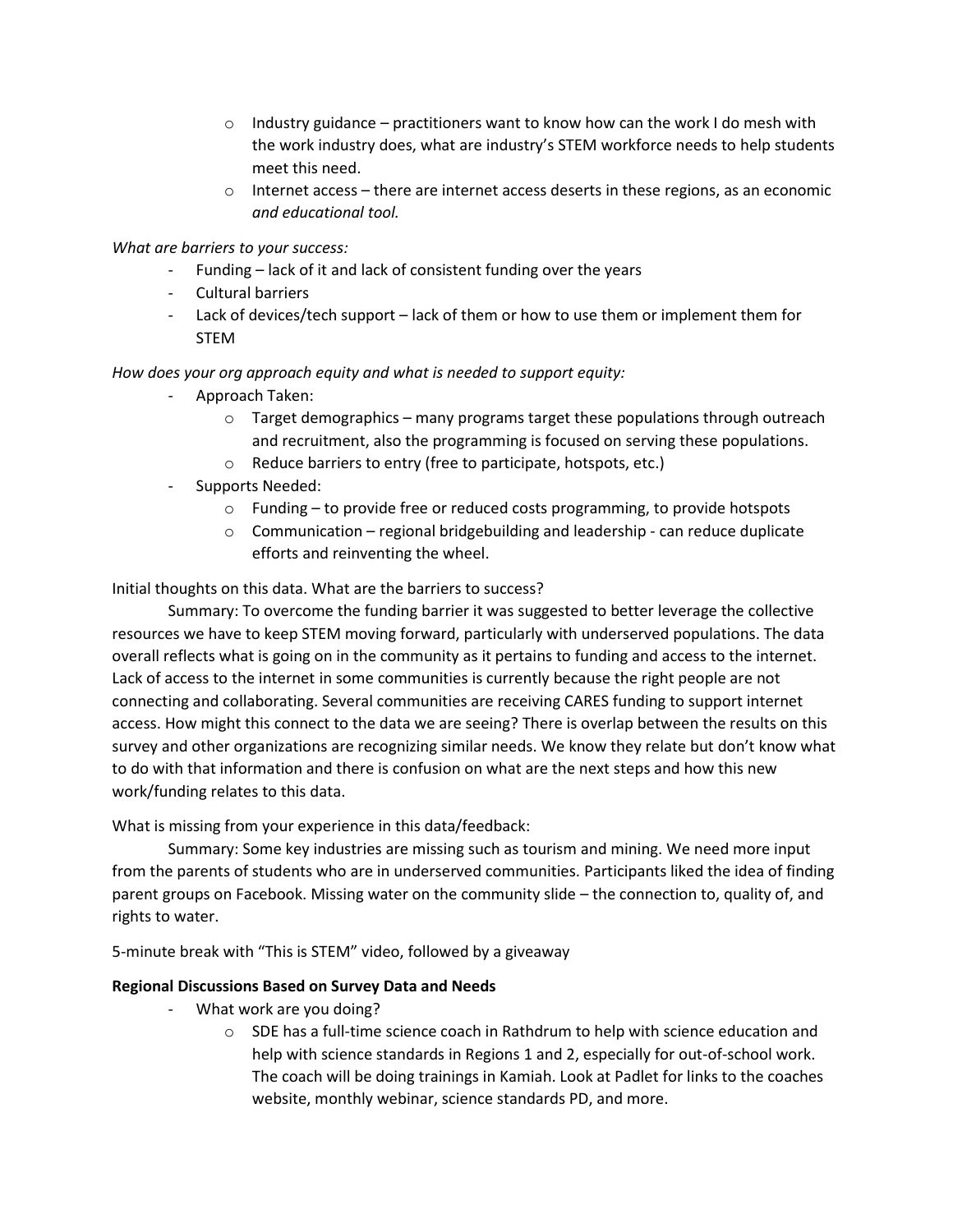- Industry guidance – practitioners want to know how can the work I do mesh with the work industry does, what are industry's STEM workforce needs to help students meet this need.
- Internet access – there are internet access deserts in these regions, as an economic *and educational tool.*

*What are barriers to your success:*

- Funding – lack of it and lack of consistent funding over the years
- Cultural barriers
- Lack of devices/tech support – lack of them or how to use them or implement them for STEM

*How does your org approach equity and what is needed to support equity:*

- Approach Taken:
  - Target demographics – many programs target these populations through outreach and recruitment, also the programming is focused on serving these populations.
  - Reduce barriers to entry (free to participate, hotspots, etc.)
- Supports Needed:
  - Funding – to provide free or reduced costs programming, to provide hotspots
  - Communication – regional bridgebuilding and leadership - can reduce duplicate efforts and reinventing the wheel.

Initial thoughts on this data. What are the barriers to success?

Summary: To overcome the funding barrier it was suggested to better leverage the collective resources we have to keep STEM moving forward, particularly with underserved populations. The data overall reflects what is going on in the community as it pertains to funding and access to the internet. Lack of access to the internet in some communities is currently because the right people are not connecting and collaborating. Several communities are receiving CARES funding to support internet access. How might this connect to the data we are seeing? There is overlap between the results on this survey and other organizations are recognizing similar needs. We know they relate but don't know what to do with that information and there is confusion on what are the next steps and how this new work/funding relates to this data.

What is missing from your experience in this data/feedback:

Summary: Some key industries are missing such as tourism and mining. We need more input from the parents of students who are in underserved communities. Participants liked the idea of finding parent groups on Facebook. Missing water on the community slide – the connection to, quality of, and rights to water.

5-minute break with "This is STEM" video, followed by a giveaway

**Regional Discussions Based on Survey Data and Needs**

- What work are you doing?
  - SDE has a full-time science coach in Rathdrum to help with science education and help with science standards in Regions 1 and 2, especially for out-of-school work. The coach will be doing trainings in Kamiah. Look at Padlet for links to the coaches website, monthly webinar, science standards PD, and more.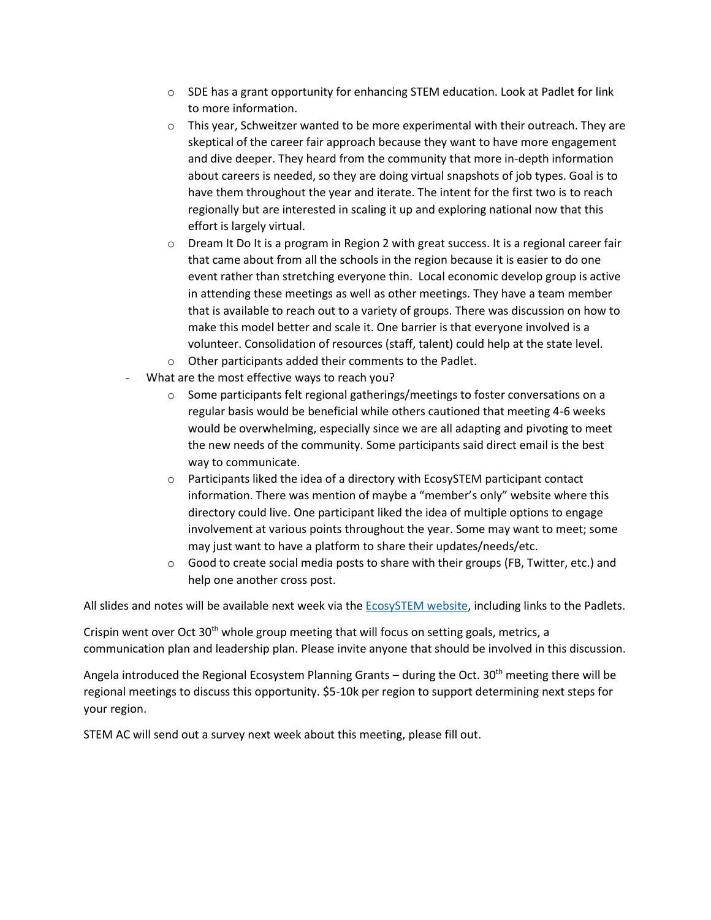- SDE has a grant opportunity for enhancing STEM education. Look at Padlet for link to more information.
  - This year, Schweitzer wanted to be more experimental with their outreach. They are skeptical of the career fair approach because they want to have more engagement and dive deeper. They heard from the community that more in-depth information about careers is needed, so they are doing virtual snapshots of job types. Goal is to have them throughout the year and iterate. The intent for the first two is to reach regionally but are interested in scaling it up and exploring national now that this effort is largely virtual.
  - Dream It Do It is a program in Region 2 with great success. It is a regional career fair that came about from all the schools in the region because it is easier to do one event rather than stretching everyone thin.  Local economic develop group is active in attending these meetings as well as other meetings. They have a team member that is available to reach out to a variety of groups. There was discussion on how to make this model better and scale it. One barrier is that everyone involved is a volunteer. Consolidation of resources (staff, talent) could help at the state level.
  - Other participants added their comments to the Padlet.
- What are the most effective ways to reach you?
  - Some participants felt regional gatherings/meetings to foster conversations on a regular basis would be beneficial while others cautioned that meeting 4-6 weeks would be overwhelming, especially since we are all adapting and pivoting to meet the new needs of the community. Some participants said direct email is the best way to communicate.
  - Participants liked the idea of a directory with EcosySTEM participant contact information. There was mention of maybe a "member's only" website where this directory could live. One participant liked the idea of multiple options to engage involvement at various points throughout the year. Some may want to meet; some may just want to have a platform to share their updates/needs/etc.
  - Good to create social media posts to share with their groups (FB, Twitter, etc.) and help one another cross post.

All slides and notes will be available next week via the EcosySTEM website, including links to the Padlets.

Crispin went over Oct 30th whole group meeting that will focus on setting goals, metrics, a communication plan and leadership plan. Please invite anyone that should be involved in this discussion.

Angela introduced the Regional Ecosystem Planning Grants – during the Oct. 30th meeting there will be regional meetings to discuss this opportunity. $5-10k per region to support determining next steps for your region.

STEM AC will send out a survey next week about this meeting, please fill out.